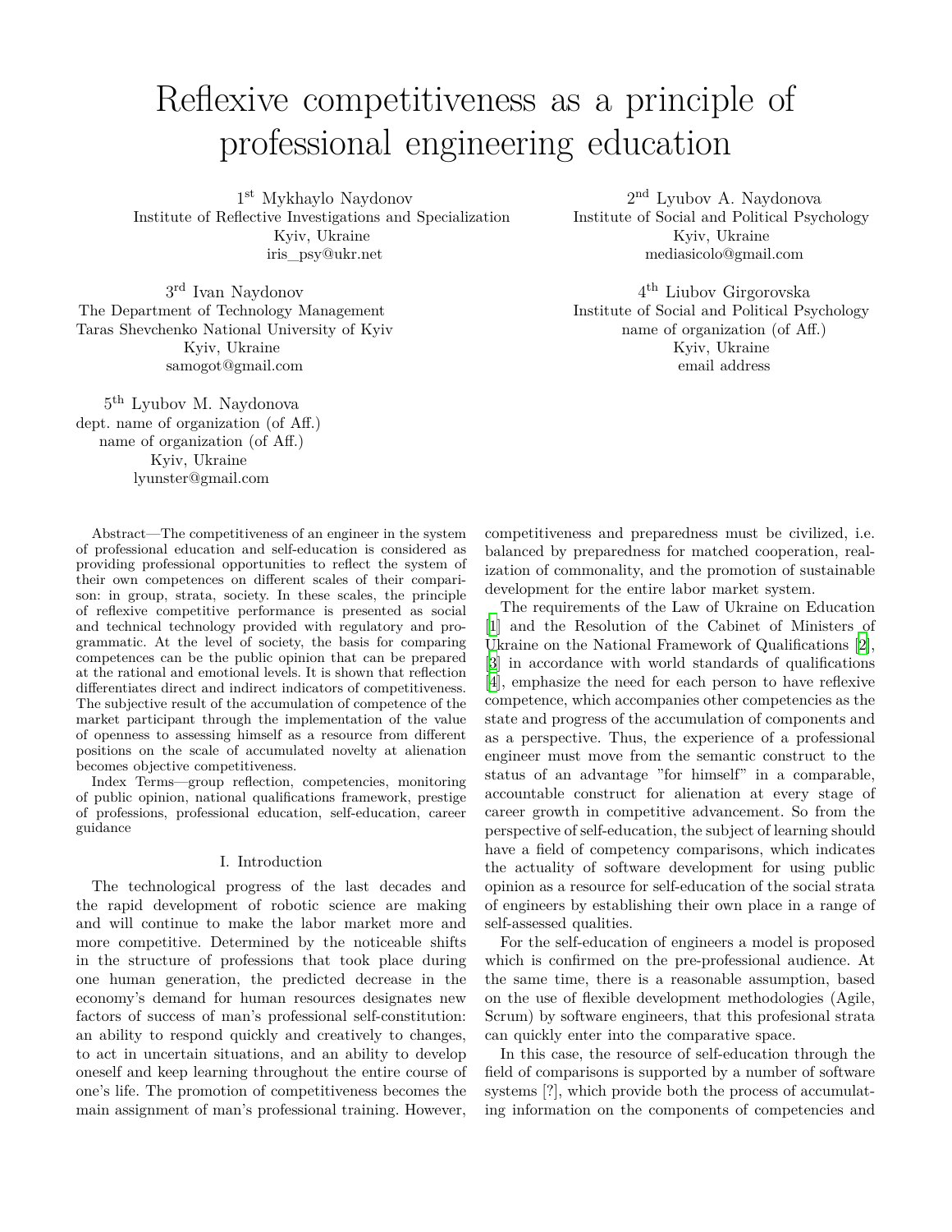# Reflexive competitiveness as a principle of professional engineering education

1st Mykhaylo Naydonov
Institute of Reflective Investigations and Specialization
Kyiv, Ukraine
iris_psy@ukr.net

2nd Lyubov A. Naydonova
Institute of Social and Political Psychology
Kyiv, Ukraine
mediasicolo@gmail.com

3rd Ivan Naydonov
The Department of Technology Management
Taras Shevchenko National University of Kyiv
Kyiv, Ukraine
samogot@gmail.com

4th Liubov Girgorovska
Institute of Social and Political Psychology
name of organization (of Aff.)
Kyiv, Ukraine
email address

5th Lyubov M. Naydonova
dept. name of organization (of Aff.)
name of organization (of Aff.)
Kyiv, Ukraine
lyunster@gmail.com

*Abstract*—The competitiveness of an engineer in the system of professional education and self-education is considered as providing professional opportunities to reflect the system of their own competences on different scales of their comparison: in group, strata, society. In these scales, the principle of reflexive competitive performance is presented as social and technical technology provided with regulatory and programmatic. At the level of society, the basis for comparing competences can be the public opinion that can be prepared at the rational and emotional levels. It is shown that reflection differentiates direct and indirect indicators of competitiveness. The subjective result of the accumulation of competence of the market participant through the implementation of the value of openness to assessing himself as a resource from different positions on the scale of accumulated novelty at alienation becomes objective competitiveness.

*Index Terms*—group reflection, competencies, monitoring of public opinion, national qualifications framework, prestige of professions, professional education, self-education, career guidance

## I. Introduction

The technological progress of the last decades and the rapid development of robotic science are making and will continue to make the labor market more and more competitive. Determined by the noticeable shifts in the structure of professions that took place during one human generation, the predicted decrease in the economy's demand for human resources designates new factors of success of man's professional self-constitution: an ability to respond quickly and creatively to changes, to act in uncertain situations, and an ability to develop oneself and keep learning throughout the entire course of one's life. The promotion of competitiveness becomes the main assignment of man's professional training. However, competitiveness and preparedness must be civilized, i.e. balanced by preparedness for matched cooperation, realization of commonality, and the promotion of sustainable development for the entire labor market system.

The requirements of the Law of Ukraine on Education [1] and the Resolution of the Cabinet of Ministers of Ukraine on the National Framework of Qualifications [2], [3] in accordance with world standards of qualifications [4], emphasize the need for each person to have reflexive competence, which accompanies other competencies as the state and progress of the accumulation of components and as a perspective. Thus, the experience of a professional engineer must move from the semantic construct to the status of an advantage "for himself" in a comparable, accountable construct for alienation at every stage of career growth in competitive advancement. So from the perspective of self-education, the subject of learning should have a field of competency comparisons, which indicates the actuality of software development for using public opinion as a resource for self-education of the social strata of engineers by establishing their own place in a range of self-assessed qualities.

For the self-education of engineers a model is proposed which is confirmed on the pre-professional audience. At the same time, there is a reasonable assumption, based on the use of flexible development methodologies (Agile, Scrum) by software engineers, that this profesional strata can quickly enter into the comparative space.

In this case, the resource of self-education through the field of comparisons is supported by a number of software systems [?], which provide both the process of accumulating information on the components of competencies and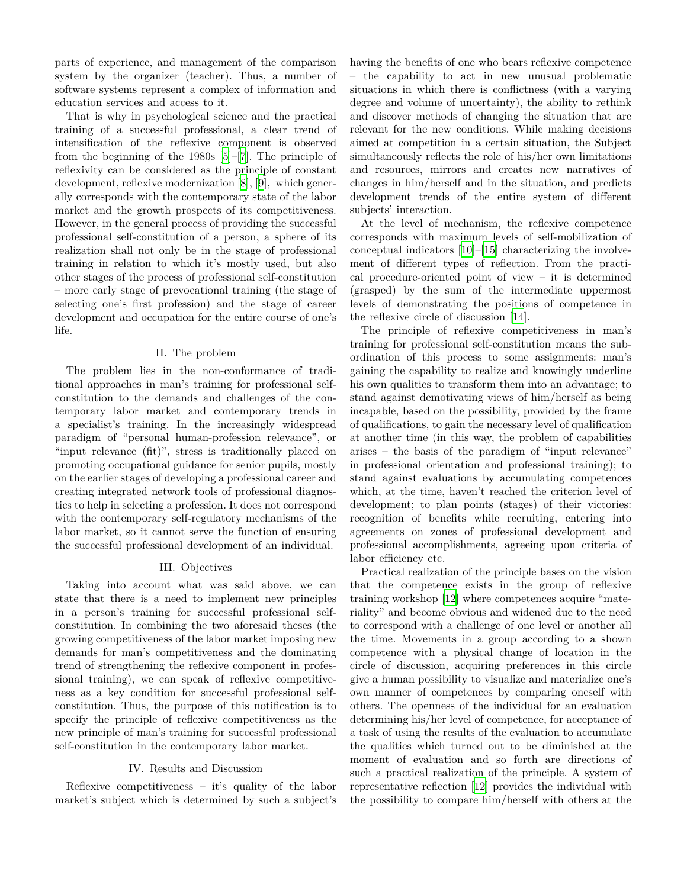parts of experience, and management of the comparison system by the organizer (teacher). Thus, a number of software systems represent a complex of information and education services and access to it.

That is why in psychological science and the practical training of a successful professional, a clear trend of intensification of the reflexive component is observed from the beginning of the 1980s [5]–[7]. The principle of reflexivity can be considered as the principle of constant development, reflexive modernization [8], [9], which generally corresponds with the contemporary state of the labor market and the growth prospects of its competitiveness. However, in the general process of providing the successful professional self-constitution of a person, a sphere of its realization shall not only be in the stage of professional training in relation to which it's mostly used, but also other stages of the process of professional self-constitution – more early stage of prevocational training (the stage of selecting one's first profession) and the stage of career development and occupation for the entire course of one's life.

## II. The problem

The problem lies in the non-conformance of traditional approaches in man's training for professional self-constitution to the demands and challenges of the contemporary labor market and contemporary trends in a specialist's training. In the increasingly widespread paradigm of "personal human-profession relevance", or "input relevance (fit)", stress is traditionally placed on promoting occupational guidance for senior pupils, mostly on the earlier stages of developing a professional career and creating integrated network tools of professional diagnostics to help in selecting a profession. It does not correspond with the contemporary self-regulatory mechanisms of the labor market, so it cannot serve the function of ensuring the successful professional development of an individual.

## III. Objectives

Taking into account what was said above, we can state that there is a need to implement new principles in a person's training for successful professional self-constitution. In combining the two aforesaid theses (the growing competitiveness of the labor market imposing new demands for man's competitiveness and the dominating trend of strengthening the reflexive component in professional training), we can speak of reflexive competitiveness as a key condition for successful professional self-constitution. Thus, the purpose of this notification is to specify the principle of reflexive competitiveness as the new principle of man's training for successful professional self-constitution in the contemporary labor market.

## IV. Results and Discussion

Reflexive competitiveness – it's quality of the labor market's subject which is determined by such a subject's having the benefits of one who bears reflexive competence – the capability to act in new unusual problematic situations in which there is conflictness (with a varying degree and volume of uncertainty), the ability to rethink and discover methods of changing the situation that are relevant for the new conditions. While making decisions aimed at competition in a certain situation, the Subject simultaneously reflects the role of his/her own limitations and resources, mirrors and creates new narratives of changes in him/herself and in the situation, and predicts development trends of the entire system of different subjects' interaction.

At the level of mechanism, the reflexive competence corresponds with maximum levels of self-mobilization of conceptual indicators [10]–[15] characterizing the involvement of different types of reflection. From the practical procedure-oriented point of view – it is determined (grasped) by the sum of the intermediate uppermost levels of demonstrating the positions of competence in the reflexive circle of discussion [14].

The principle of reflexive competitiveness in man's training for professional self-constitution means the subordination of this process to some assignments: man's gaining the capability to realize and knowingly underline his own qualities to transform them into an advantage; to stand against demotivating views of him/herself as being incapable, based on the possibility, provided by the frame of qualifications, to gain the necessary level of qualification at another time (in this way, the problem of capabilities arises – the basis of the paradigm of "input relevance" in professional orientation and professional training); to stand against evaluations by accumulating competences which, at the time, haven't reached the criterion level of development; to plan points (stages) of their victories: recognition of benefits while recruiting, entering into agreements on zones of professional development and professional accomplishments, agreeing upon criteria of labor efficiency etc.

Practical realization of the principle bases on the vision that the competence exists in the group of reflexive training workshop [12] where competences acquire "materiality" and become obvious and widened due to the need to correspond with a challenge of one level or another all the time. Movements in a group according to a shown competence with a physical change of location in the circle of discussion, acquiring preferences in this circle give a human possibility to visualize and materialize one's own manner of competences by comparing oneself with others. The openness of the individual for an evaluation determining his/her level of competence, for acceptance of a task of using the results of the evaluation to accumulate the qualities which turned out to be diminished at the moment of evaluation and so forth are directions of such a practical realization of the principle. A system of representative reflection [12] provides the individual with the possibility to compare him/herself with others at the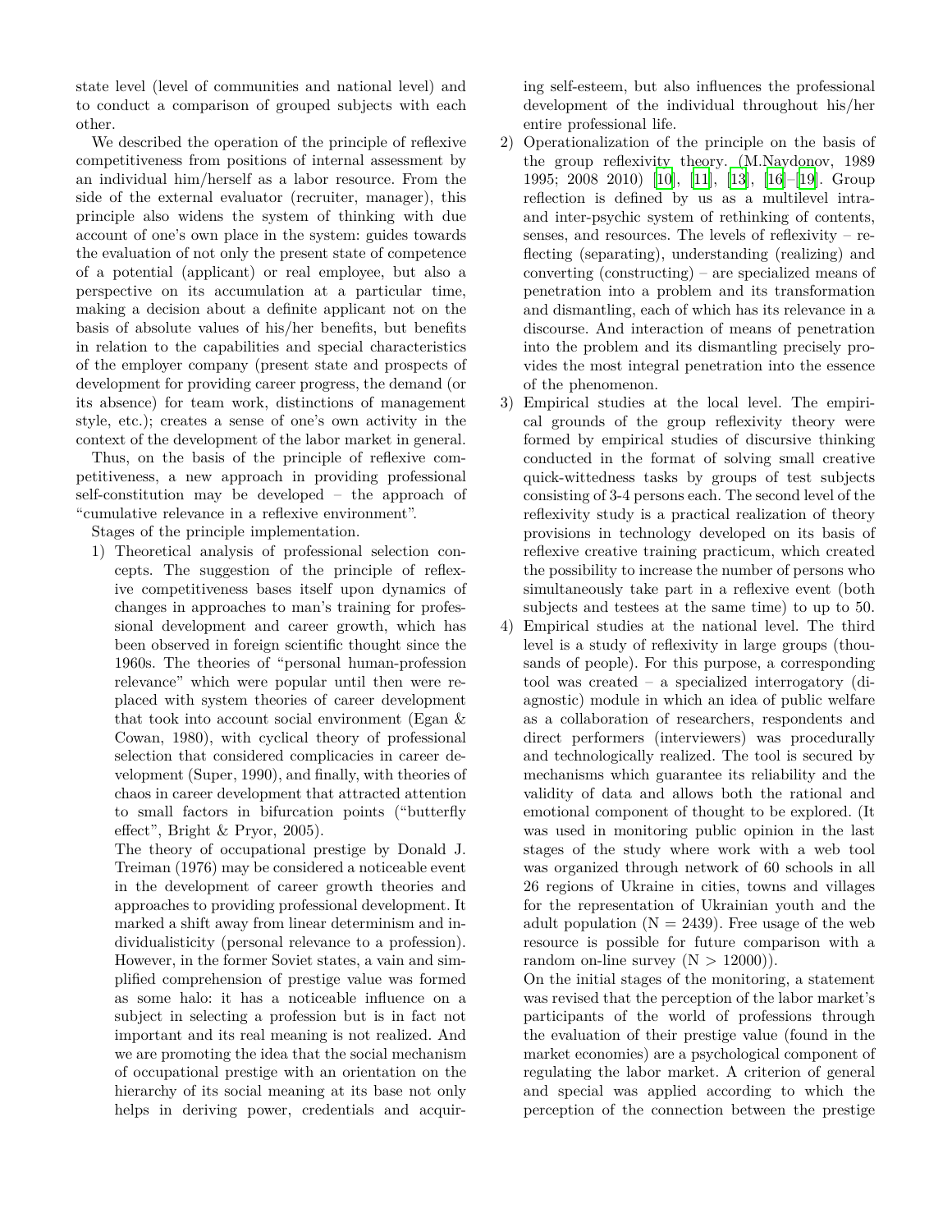state level (level of communities and national level) and to conduct a comparison of grouped subjects with each other.

We described the operation of the principle of reflexive competitiveness from positions of internal assessment by an individual him/herself as a labor resource. From the side of the external evaluator (recruiter, manager), this principle also widens the system of thinking with due account of one's own place in the system: guides towards the evaluation of not only the present state of competence of a potential (applicant) or real employee, but also a perspective on its accumulation at a particular time, making a decision about a definite applicant not on the basis of absolute values of his/her benefits, but benefits in relation to the capabilities and special characteristics of the employer company (present state and prospects of development for providing career progress, the demand (or its absence) for team work, distinctions of management style, etc.); creates a sense of one's own activity in the context of the development of the labor market in general.

Thus, on the basis of the principle of reflexive competitiveness, a new approach in providing professional self-constitution may be developed – the approach of "cumulative relevance in a reflexive environment".

Stages of the principle implementation.

1) Theoretical analysis of professional selection concepts. The suggestion of the principle of reflexive competitiveness bases itself upon dynamics of changes in approaches to man's training for professional development and career growth, which has been observed in foreign scientific thought since the 1960s. The theories of "personal human-profession relevance" which were popular until then were replaced with system theories of career development that took into account social environment (Egan & Cowan, 1980), with cyclical theory of professional selection that considered complicacies in career development (Super, 1990), and finally, with theories of chaos in career development that attracted attention to small factors in bifurcation points ("butterfly effect", Bright & Pryor, 2005).

   The theory of occupational prestige by Donald J. Treiman (1976) may be considered a noticeable event in the development of career growth theories and approaches to providing professional development. It marked a shift away from linear determinism and individualisticity (personal relevance to a profession). However, in the former Soviet states, a vain and simplified comprehension of prestige value was formed as some halo: it has a noticeable influence on a subject in selecting a profession but is in fact not important and its real meaning is not realized. And we are promoting the idea that the social mechanism of occupational prestige with an orientation on the hierarchy of its social meaning at its base not only helps in deriving power, credentials and acquiring self-esteem, but also influences the professional development of the individual throughout his/her entire professional life.

2) Operationalization of the principle on the basis of the group reflexivity theory. (M.Naydonov, 1989 1995; 2008 2010) [10], [11], [13], [16]–[19]. Group reflection is defined by us as a multilevel intra- and inter-psychic system of rethinking of contents, senses, and resources. The levels of reflexivity – reflecting (separating), understanding (realizing) and converting (constructing) – are specialized means of penetration into a problem and its transformation and dismantling, each of which has its relevance in a discourse. And interaction of means of penetration into the problem and its dismantling precisely provides the most integral penetration into the essence of the phenomenon.

3) Empirical studies at the local level. The empirical grounds of the group reflexivity theory were formed by empirical studies of discursive thinking conducted in the format of solving small creative quick-wittedness tasks by groups of test subjects consisting of 3-4 persons each. The second level of the reflexivity study is a practical realization of theory provisions in technology developed on its basis of reflexive creative training practicum, which created the possibility to increase the number of persons who simultaneously take part in a reflexive event (both subjects and testees at the same time) to up to 50.

4) Empirical studies at the national level. The third level is a study of reflexivity in large groups (thousands of people). For this purpose, a corresponding tool was created – a specialized interrogatory (diagnostic) module in which an idea of public welfare as a collaboration of researchers, respondents and direct performers (interviewers) was procedurally and technologically realized. The tool is secured by mechanisms which guarantee its reliability and the validity of data and allows both the rational and emotional component of thought to be explored. (It was used in monitoring public opinion in the last stages of the study where work with a web tool was organized through network of 60 schools in all 26 regions of Ukraine in cities, towns and villages for the representation of Ukrainian youth and the adult population (N = 2439). Free usage of the web resource is possible for future comparison with a random on-line survey (N > 12000)).

   On the initial stages of the monitoring, a statement was revised that the perception of the labor market's participants of the world of professions through the evaluation of their prestige value (found in the market economies) are a psychological component of regulating the labor market. A criterion of general and special was applied according to which the perception of the connection between the prestige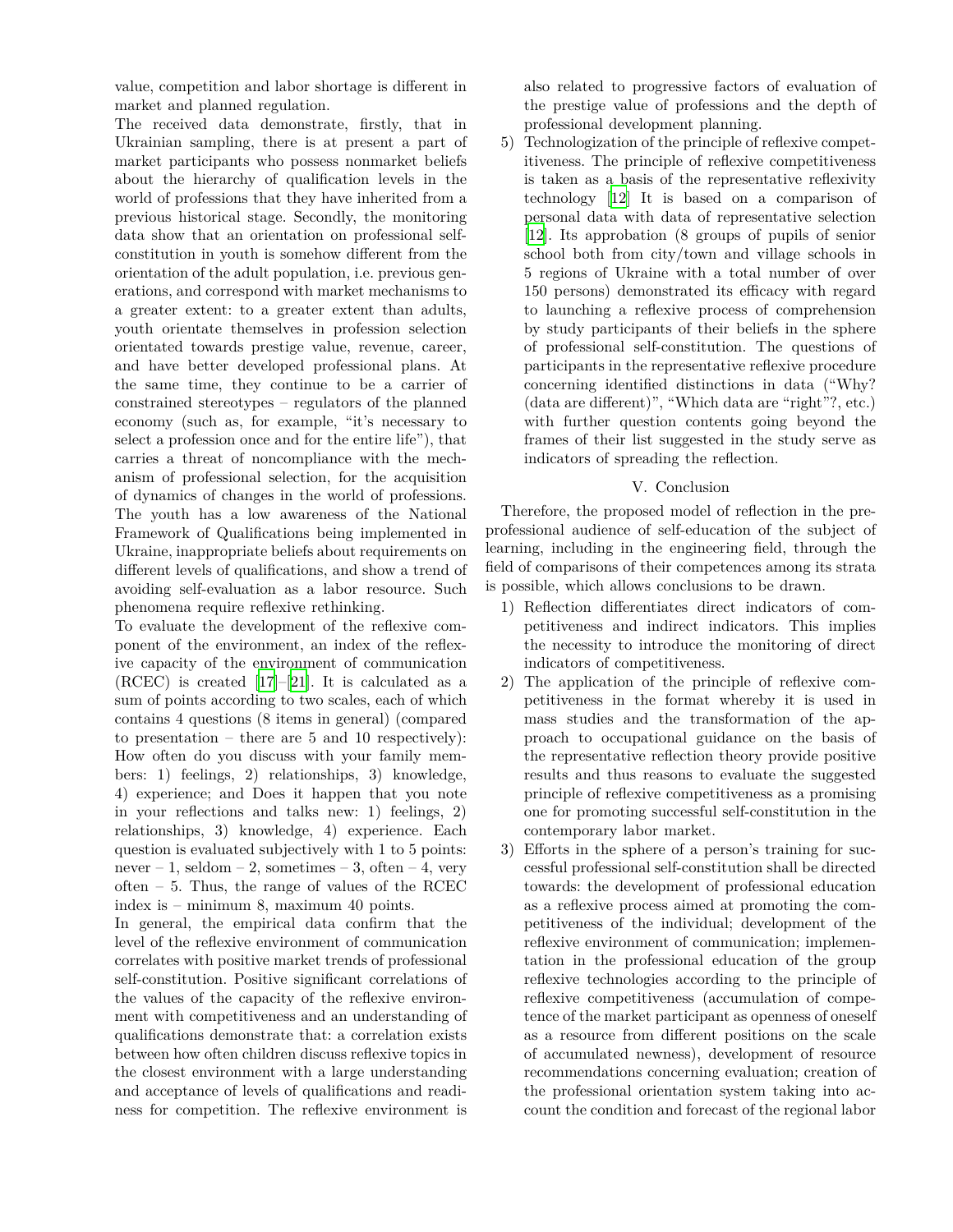value, competition and labor shortage is different in market and planned regulation.

The received data demonstrate, firstly, that in Ukrainian sampling, there is at present a part of market participants who possess nonmarket beliefs about the hierarchy of qualification levels in the world of professions that they have inherited from a previous historical stage. Secondly, the monitoring data show that an orientation on professional self-constitution in youth is somehow different from the orientation of the adult population, i.e. previous generations, and correspond with market mechanisms to a greater extent: to a greater extent than adults, youth orientate themselves in profession selection orientated towards prestige value, revenue, career, and have better developed professional plans. At the same time, they continue to be a carrier of constrained stereotypes – regulators of the planned economy (such as, for example, "it's necessary to select a profession once and for the entire life"), that carries a threat of noncompliance with the mechanism of professional selection, for the acquisition of dynamics of changes in the world of professions. The youth has a low awareness of the National Framework of Qualifications being implemented in Ukraine, inappropriate beliefs about requirements on different levels of qualifications, and show a trend of avoiding self-evaluation as a labor resource. Such phenomena require reflexive rethinking.

To evaluate the development of the reflexive component of the environment, an index of the reflexive capacity of the environment of communication (RCEC) is created [17]–[21]. It is calculated as a sum of points according to two scales, each of which contains 4 questions (8 items in general) (compared to presentation – there are 5 and 10 respectively): How often do you discuss with your family members: 1) feelings, 2) relationships, 3) knowledge, 4) experience; and Does it happen that you note in your reflections and talks new: 1) feelings, 2) relationships, 3) knowledge, 4) experience. Each question is evaluated subjectively with 1 to 5 points: never – 1, seldom – 2, sometimes – 3, often – 4, very often – 5. Thus, the range of values of the RCEC index is – minimum 8, maximum 40 points.

In general, the empirical data confirm that the level of the reflexive environment of communication correlates with positive market trends of professional self-constitution. Positive significant correlations of the values of the capacity of the reflexive environment with competitiveness and an understanding of qualifications demonstrate that: a correlation exists between how often children discuss reflexive topics in the closest environment with a large understanding and acceptance of levels of qualifications and readiness for competition. The reflexive environment is also related to progressive factors of evaluation of the prestige value of professions and the depth of professional development planning.

5) Technologization of the principle of reflexive competitiveness. The principle of reflexive competitiveness is taken as a basis of the representative reflexivity technology [12] It is based on a comparison of personal data with data of representative selection [12]. Its approbation (8 groups of pupils of senior school both from city/town and village schools in 5 regions of Ukraine with a total number of over 150 persons) demonstrated its efficacy with regard to launching a reflexive process of comprehension by study participants of their beliefs in the sphere of professional self-constitution. The questions of participants in the representative reflexive procedure concerning identified distinctions in data ("Why? (data are different)", "Which data are "right"?, etc.) with further question contents going beyond the frames of their list suggested in the study serve as indicators of spreading the reflection.

## V. Conclusion

Therefore, the proposed model of reflection in the pre-professional audience of self-education of the subject of learning, including in the engineering field, through the field of comparisons of their competences among its strata is possible, which allows conclusions to be drawn.

1) Reflection differentiates direct indicators of competitiveness and indirect indicators. This implies the necessity to introduce the monitoring of direct indicators of competitiveness.
2) The application of the principle of reflexive competitiveness in the format whereby it is used in mass studies and the transformation of the approach to occupational guidance on the basis of the representative reflection theory provide positive results and thus reasons to evaluate the suggested principle of reflexive competitiveness as a promising one for promoting successful self-constitution in the contemporary labor market.
3) Efforts in the sphere of a person's training for successful professional self-constitution shall be directed towards: the development of professional education as a reflexive process aimed at promoting the competitiveness of the individual; development of the reflexive environment of communication; implementation in the professional education of the group reflexive technologies according to the principle of reflexive competitiveness (accumulation of competence of the market participant as openness of oneself as a resource from different positions on the scale of accumulated newness), development of resource recommendations concerning evaluation; creation of the professional orientation system taking into account the condition and forecast of the regional labor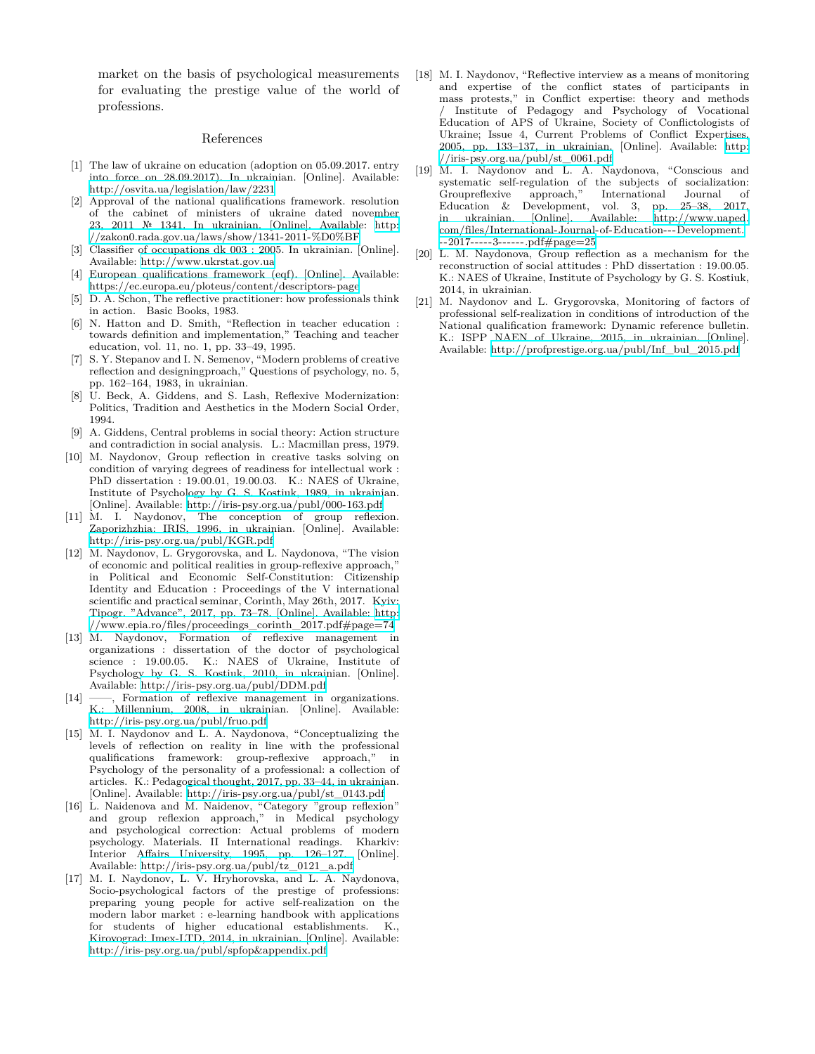market on the basis of psychological measurements for evaluating the prestige value of the world of professions.

## References

[1] The law of ukraine on education (adoption on 05.09.2017. entry into force on 28.09.2017). In ukrainian. [Online]. Available: http://osvita.ua/legislation/law/2231

[2] Approval of the national qualifications framework. resolution of the cabinet of ministers of ukraine dated november 23, 2011 № 1341. In ukrainian. [Online]. Available: http://zakon0.rada.gov.ua/laws/show/1341-2011-%D0%BF

[3] Classifier of occupations dk 003 : 2005. In ukrainian. [Online]. Available: http://www.ukrstat.gov.ua

[4] European qualifications framework (eqf). [Online]. Available: https://ec.europa.eu/ploteus/content/descriptors-page

[5] D. A. Schon, The reflective practitioner: how professionals think in action. Basic Books, 1983.

[6] N. Hatton and D. Smith, "Reflection in teacher education : towards definition and implementation," Teaching and teacher education, vol. 11, no. 1, pp. 33–49, 1995.

[7] S. Y. Stepanov and I. N. Semenov, "Modern problems of creative reflection and designingproach," Questions of psychology, no. 5, pp. 162–164, 1983, in ukrainian.

[8] U. Beck, A. Giddens, and S. Lash, Reflexive Modernization: Politics, Tradition and Aesthetics in the Modern Social Order, 1994.

[9] A. Giddens, Central problems in social theory: Action structure and contradiction in social analysis. L.: Macmillan press, 1979.

[10] M. Naydonov, Group reflection in creative tasks solving on condition of varying degrees of readiness for intellectual work : PhD dissertation : 19.00.01, 19.00.03. K.: NAES of Ukraine, Institute of Psychology by G. S. Kostiuk, 1989, in ukrainian. [Online]. Available: http://iris-psy.org.ua/publ/000-163.pdf

[11] M. I. Naydonov, The conception of group reflexion. Zaporizhzhia: IRIS, 1996, in ukrainian. [Online]. Available: http://iris-psy.org.ua/publ/KGR.pdf

[12] M. Naydonov, L. Grygorovska, and L. Naydonova, "The vision of economic and political realities in group-reflexive approach," in Political and Economic Self-Constitution: Citizenship Identity and Education : Proceedings of the V international scientific and practical seminar, Corinth, May 26th, 2017. Kyiv: Tipogr. "Advance", 2017, pp. 73–78. [Online]. Available: http://www.epia.ro/files/proceedings_corinth_2017.pdf#page=74

[13] M. Naydonov, Formation of reflexive management in organizations : dissertation of the doctor of psychological science : 19.00.05. K.: NAES of Ukraine, Institute of Psychology by G. S. Kostiuk, 2010, in ukrainian. [Online]. Available: http://iris-psy.org.ua/publ/DDM.pdf

[14] ——, Formation of reflexive management in organizations. K.: Millennium, 2008, in ukrainian. [Online]. Available: http://iris-psy.org.ua/publ/fruo.pdf

[15] M. I. Naydonov and L. A. Naydonova, "Conceptualizing the levels of reflection on reality in line with the professional qualifications framework: group-reflexive approach," in Psychology of the personality of a professional: a collection of articles. K.: Pedagogical thought, 2017, pp. 33–44, in ukrainian. [Online]. Available: http://iris-psy.org.ua/publ/st_0143.pdf

[16] L. Naidenova and M. Naidenov, "Category "group reflexion" and group reflexion approach," in Medical psychology and psychological correction: Actual problems of modern psychology. Materials. II International readings. Kharkiv: Interior Affairs University, 1995, pp. 126–127. [Online]. Available: http://iris-psy.org.ua/publ/tz_0121_a.pdf

[17] M. I. Naydonov, L. V. Hryhorovska, and L. A. Naydonova, Socio-psychological factors of the prestige of professions: preparing young people for active self-realization on the modern labor market : e-learning handbook with applications for students of higher educational establishments. K., Kirovograd: Imex-LTD, 2014, in ukrainian. [Online]. Available: http://iris-psy.org.ua/publ/spfop&appendix.pdf

[18] M. I. Naydonov, "Reflective interview as a means of monitoring and expertise of the conflict states of participants in mass protests," in Conflict expertise: theory and methods / Institute of Pedagogy and Psychology of Vocational Education of APS of Ukraine, Society of Conflictologists of Ukraine; Issue 4, Current Problems of Conflict Expertises, 2005, pp. 133–137, in ukrainian. [Online]. Available: http://iris-psy.org.ua/publ/st_0061.pdf

[19] M. I. Naydonov and L. A. Naydonova, "Conscious and systematic self-regulation of the subjects of socialization: Groupreflexive approach," International Journal of Education & Development, vol. 3, pp. 25–38, 2017, in ukrainian. [Online]. Available: http://www.uaped.com/files/International-Journal-of-Education---Development.--2017-----3------.pdf#page=25

[20] L. M. Naydonova, Group reflection as a mechanism for the reconstruction of social attitudes : PhD dissertation : 19.00.05. K.: NAES of Ukraine, Institute of Psychology by G. S. Kostiuk, 2014, in ukrainian.

[21] M. Naydonov and L. Grygorovska, Monitoring of factors of professional self-realization in conditions of introduction of the National qualification framework: Dynamic reference bulletin. K.: ISPP NAEN of Ukraine, 2015, in ukrainian. [Online]. Available: http://profprestige.org.ua/publ/Inf_bul_2015.pdf